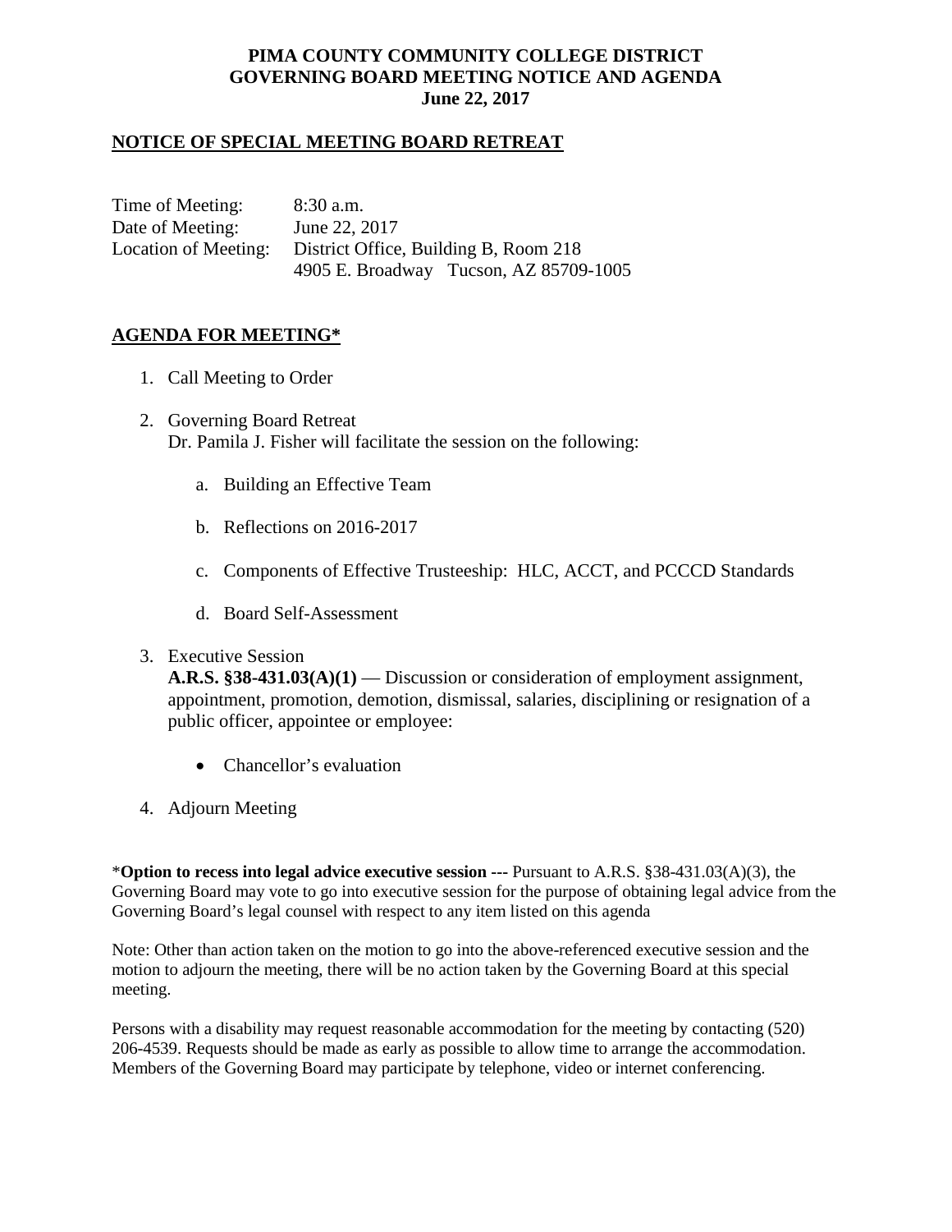# PIMA COUNTY COMMUNITY COLLEGE DISTRICT
# GOVERNING BOARD MEETING NOTICE AND AGENDA
# June 22, 2017

## NOTICE OF SPECIAL MEETING BOARD RETREAT

Time of Meeting: 8:30 a.m.
Date of Meeting: June 22, 2017
Location of Meeting: District Office, Building B, Room 218
4905 E. Broadway Tucson, AZ 85709-1005

## AGENDA FOR MEETING*

1. Call Meeting to Order

2. Governing Board Retreat
   Dr. Pamila J. Fisher will facilitate the session on the following:

   a. Building an Effective Team

   b. Reflections on 2016-2017

   c. Components of Effective Trusteeship: HLC, ACCT, and PCCCD Standards

   d. Board Self-Assessment

3. Executive Session
   **A.R.S. §38-431.03(A)(1)** — Discussion or consideration of employment assignment, appointment, promotion, demotion, dismissal, salaries, disciplining or resignation of a public officer, appointee or employee:

   - Chancellor's evaluation

4. Adjourn Meeting

*__Option to recess into legal advice executive session ---__ Pursuant to A.R.S. §38-431.03(A)(3), the Governing Board may vote to go into executive session for the purpose of obtaining legal advice from the Governing Board's legal counsel with respect to any item listed on this agenda

Note: Other than action taken on the motion to go into the above-referenced executive session and the motion to adjourn the meeting, there will be no action taken by the Governing Board at this special meeting.

Persons with a disability may request reasonable accommodation for the meeting by contacting (520) 206-4539. Requests should be made as early as possible to allow time to arrange the accommodation. Members of the Governing Board may participate by telephone, video or internet conferencing.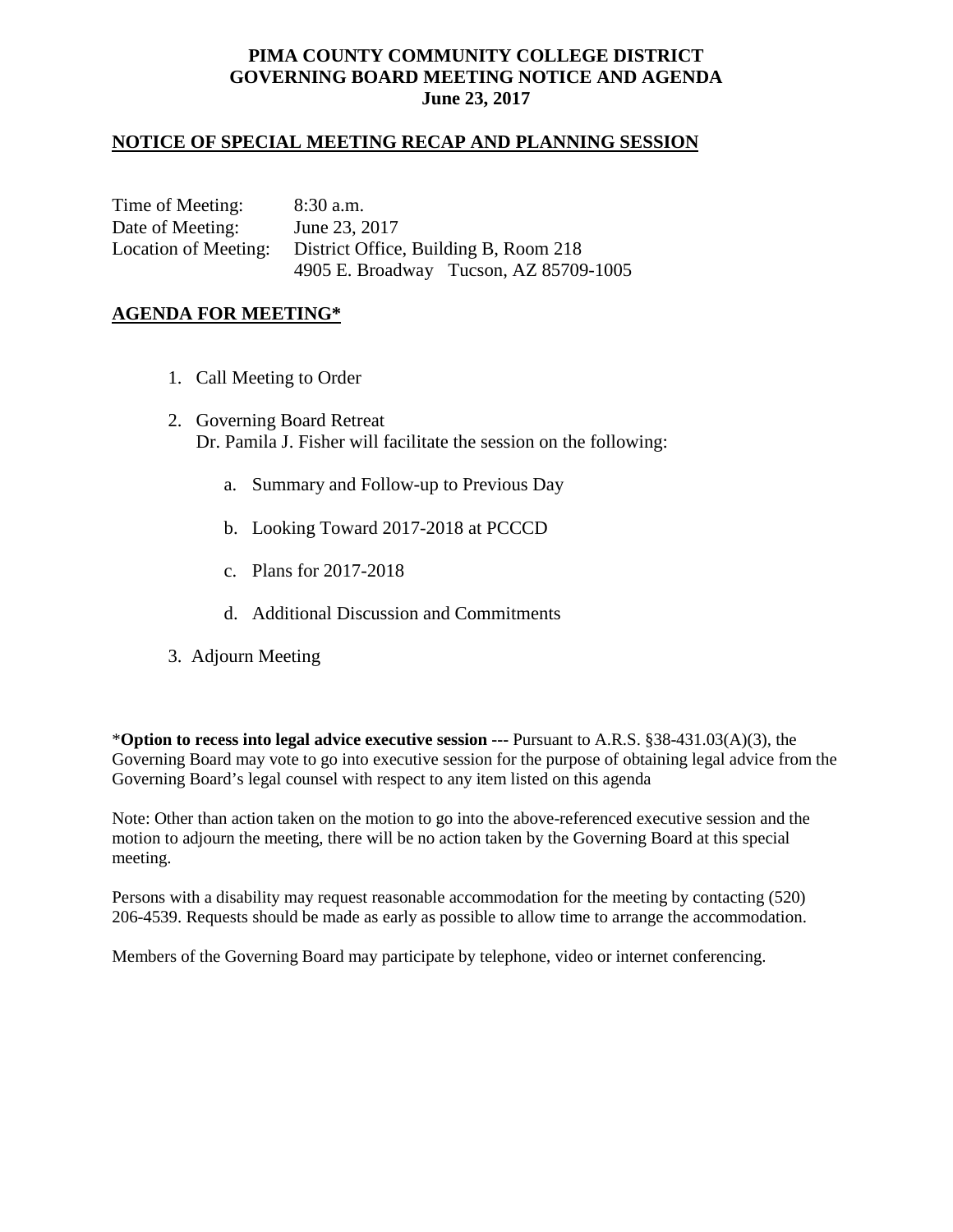**PIMA COUNTY COMMUNITY COLLEGE DISTRICT**
**GOVERNING BOARD MEETING NOTICE AND AGENDA**
**June 23, 2017**

## NOTICE OF SPECIAL MEETING RECAP AND PLANNING SESSION

Time of Meeting: 8:30 a.m.
Date of Meeting: June 23, 2017
Location of Meeting: District Office, Building B, Room 218
4905 E. Broadway Tucson, AZ 85709-1005

## AGENDA FOR MEETING*

1. Call Meeting to Order

2. Governing Board Retreat
   Dr. Pamila J. Fisher will facilitate the session on the following:

   a. Summary and Follow-up to Previous Day

   b. Looking Toward 2017-2018 at PCCCD

   c. Plans for 2017-2018

   d. Additional Discussion and Commitments

3. Adjourn Meeting

***Option to recess into legal advice executive session ---** Pursuant to A.R.S. §38-431.03(A)(3), the Governing Board may vote to go into executive session for the purpose of obtaining legal advice from the Governing Board's legal counsel with respect to any item listed on this agenda

Note: Other than action taken on the motion to go into the above-referenced executive session and the motion to adjourn the meeting, there will be no action taken by the Governing Board at this special meeting.

Persons with a disability may request reasonable accommodation for the meeting by contacting (520) 206-4539. Requests should be made as early as possible to allow time to arrange the accommodation.

Members of the Governing Board may participate by telephone, video or internet conferencing.